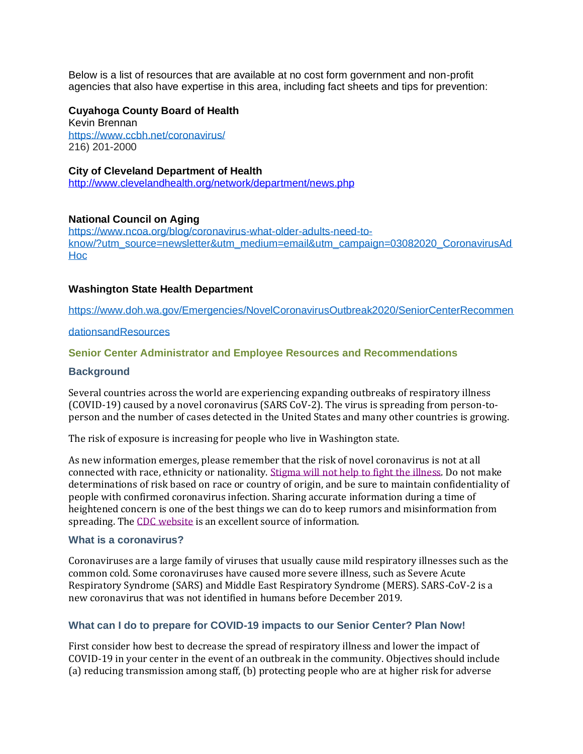Below is a list of resources that are available at no cost form government and non-profit agencies that also have expertise in this area, including fact sheets and tips for prevention:

**Cuyahoga County Board of Health**
Kevin Brennan
https://www.ccbh.net/coronavirus/
216) 201-2000

**City of Cleveland Department of Health**
http://www.clevelandhealth.org/network/department/news.php

**National Council on Aging**
https://www.ncoa.org/blog/coronavirus-what-older-adults-need-to-know/?utm_source=newsletter&utm_medium=email&utm_campaign=03082020_CoronavirusAdHoc

**Washington State Health Department**

https://www.doh.wa.gov/Emergencies/NovelCoronavirusOutbreak2020/SeniorCenterRecommendationsandResources

## Senior Center Administrator and Employee Resources and Recommendations

### Background

Several countries across the world are experiencing expanding outbreaks of respiratory illness (COVID-19) caused by a novel coronavirus (SARS CoV-2). The virus is spreading from person-to-person and the number of cases detected in the United States and many other countries is growing.

The risk of exposure is increasing for people who live in Washington state.

As new information emerges, please remember that the risk of novel coronavirus is not at all connected with race, ethnicity or nationality. Stigma will not help to fight the illness. Do not make determinations of risk based on race or country of origin, and be sure to maintain confidentiality of people with confirmed coronavirus infection. Sharing accurate information during a time of heightened concern is one of the best things we can do to keep rumors and misinformation from spreading. The CDC website is an excellent source of information.

### What is a coronavirus?

Coronaviruses are a large family of viruses that usually cause mild respiratory illnesses such as the common cold. Some coronaviruses have caused more severe illness, such as Severe Acute Respiratory Syndrome (SARS) and Middle East Respiratory Syndrome (MERS). SARS-CoV-2 is a new coronavirus that was not identified in humans before December 2019.

### What can I do to prepare for COVID-19 impacts to our Senior Center? Plan Now!

First consider how best to decrease the spread of respiratory illness and lower the impact of COVID-19 in your center in the event of an outbreak in the community. Objectives should include (a) reducing transmission among staff, (b) protecting people who are at higher risk for adverse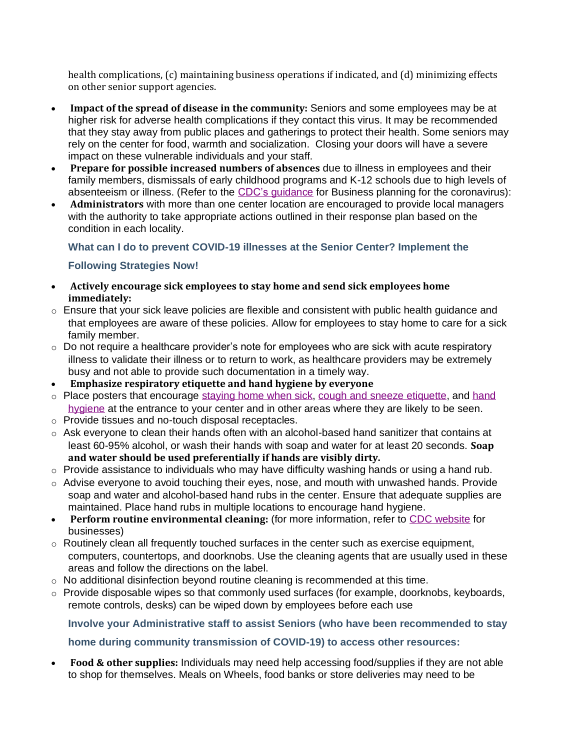health complications, (c) maintaining business operations if indicated, and (d) minimizing effects on other senior support agencies.

- **Impact of the spread of disease in the community:** Seniors and some employees may be at higher risk for adverse health complications if they contact this virus. It may be recommended that they stay away from public places and gatherings to protect their health. Some seniors may rely on the center for food, warmth and socialization. Closing your doors will have a severe impact on these vulnerable individuals and your staff.
- **Prepare for possible increased numbers of absences** due to illness in employees and their family members, dismissals of early childhood programs and K-12 schools due to high levels of absenteeism or illness. (Refer to the CDC's guidance for Business planning for the coronavirus):
- **Administrators** with more than one center location are encouraged to provide local managers with the authority to take appropriate actions outlined in their response plan based on the condition in each locality.

### What can I do to prevent COVID-19 illnesses at the Senior Center? Implement the Following Strategies Now!

- **Actively encourage sick employees to stay home and send sick employees home immediately:**
  - Ensure that your sick leave policies are flexible and consistent with public health guidance and that employees are aware of these policies. Allow for employees to stay home to care for a sick family member.
  - Do not require a healthcare provider's note for employees who are sick with acute respiratory illness to validate their illness or to return to work, as healthcare providers may be extremely busy and not able to provide such documentation in a timely way.
- **Emphasize respiratory etiquette and hand hygiene by everyone**
  - Place posters that encourage staying home when sick, cough and sneeze etiquette, and hand hygiene at the entrance to your center and in other areas where they are likely to be seen.
  - Provide tissues and no-touch disposal receptacles.
  - Ask everyone to clean their hands often with an alcohol-based hand sanitizer that contains at least 60-95% alcohol, or wash their hands with soap and water for at least 20 seconds. **Soap and water should be used preferentially if hands are visibly dirty.**
  - Provide assistance to individuals who may have difficulty washing hands or using a hand rub.
  - Advise everyone to avoid touching their eyes, nose, and mouth with unwashed hands. Provide soap and water and alcohol-based hand rubs in the center. Ensure that adequate supplies are maintained. Place hand rubs in multiple locations to encourage hand hygiene.
- **Perform routine environmental cleaning:** (for more information, refer to CDC website for businesses)
  - Routinely clean all frequently touched surfaces in the center such as exercise equipment, computers, countertops, and doorknobs. Use the cleaning agents that are usually used in these areas and follow the directions on the label.
  - No additional disinfection beyond routine cleaning is recommended at this time.
  - Provide disposable wipes so that commonly used surfaces (for example, doorknobs, keyboards, remote controls, desks) can be wiped down by employees before each use

### Involve your Administrative staff to assist Seniors (who have been recommended to stay home during community transmission of COVID-19) to access other resources:

- **Food & other supplies:** Individuals may need help accessing food/supplies if they are not able to shop for themselves. Meals on Wheels, food banks or store deliveries may need to be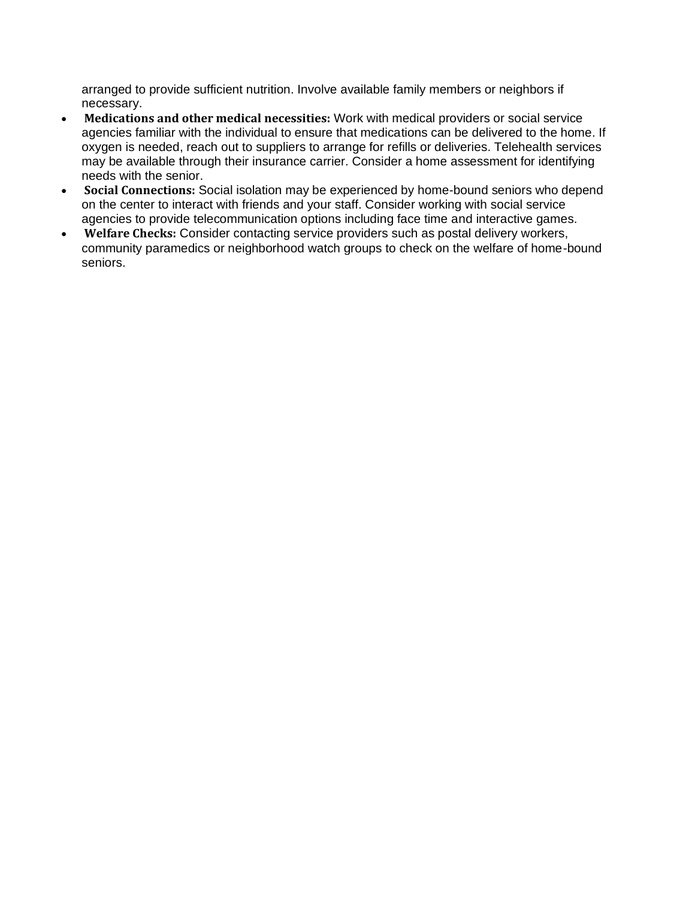arranged to provide sufficient nutrition. Involve available family members or neighbors if necessary.

- **Medications and other medical necessities:** Work with medical providers or social service agencies familiar with the individual to ensure that medications can be delivered to the home. If oxygen is needed, reach out to suppliers to arrange for refills or deliveries. Telehealth services may be available through their insurance carrier. Consider a home assessment for identifying needs with the senior.
- **Social Connections:** Social isolation may be experienced by home-bound seniors who depend on the center to interact with friends and your staff. Consider working with social service agencies to provide telecommunication options including face time and interactive games.
- **Welfare Checks:** Consider contacting service providers such as postal delivery workers, community paramedics or neighborhood watch groups to check on the welfare of home-bound seniors.